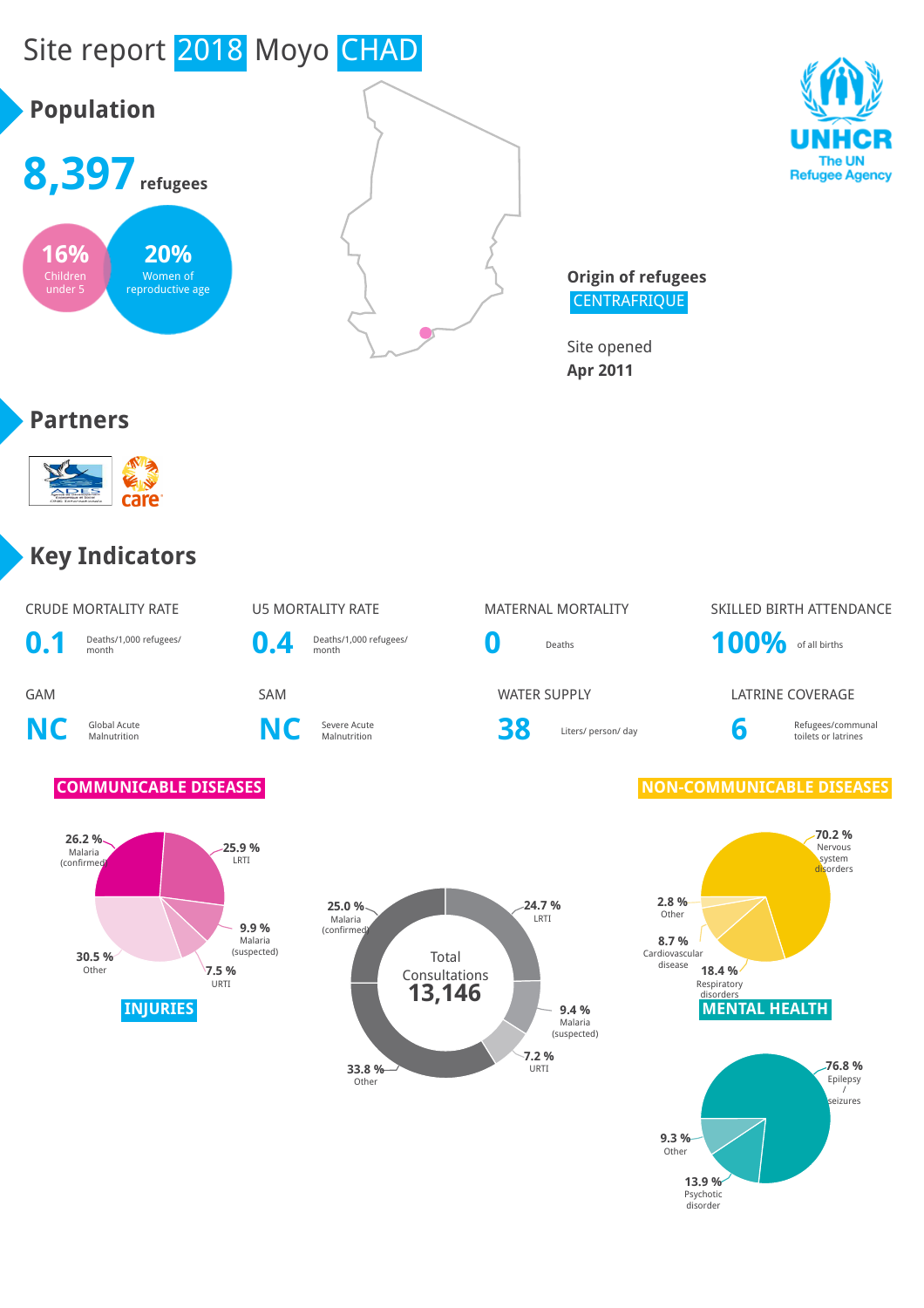# Site report 2018 Moyo CHAD

## Population

**8,397** refugees

**16%** Children under 5

**20%** Women of reproductive age

Origin of refugees
CENTRAFRIQUE

Site opened
**Apr 2011**

UNHCR
The UN Refugee Agency

## Partners

## Key Indicators

| CRUDE MORTALITY RATE | U5 MORTALITY RATE | MATERNAL MORTALITY | SKILLED BIRTH ATTENDANCE |
|---|---|---|---|
| **0.1** Deaths/1,000 refugees/ month | **0.4** Deaths/1,000 refugees/ month | **0** Deaths | **100%** of all births |

| GAM | SAM | WATER SUPPLY | LATRINE COVERAGE |
|---|---|---|---|
| **NC** Global Acute Malnutrition | **NC** Severe Acute Malnutrition | **38** Liters/ person/ day | **6** Refugees/communal toilets or latrines |

### COMMUNICABLE DISEASES

- 26.2 % Malaria (confirmed)
- 25.9 % LRTI
- 9.9 % Malaria (suspected)
- 7.5 % URTI
- 30.5 % Other

### Total Consultations 13,146

- 25.0 % Malaria (confirmed)
- 24.7 % LRTI
- 9.4 % Malaria (suspected)
- 7.2 % URTI
- 33.8 % Other

### NON-COMMUNICABLE DISEASES

- 70.2 % Nervous system disorders
- 18.4 % Respiratory disorders
- 8.7 % Cardiovascular disease
- 2.8 % Other

### INJURIES

### MENTAL HEALTH

- 76.8 % Epilepsy / seizures
- 13.9 % Psychotic disorder
- 9.3 % Other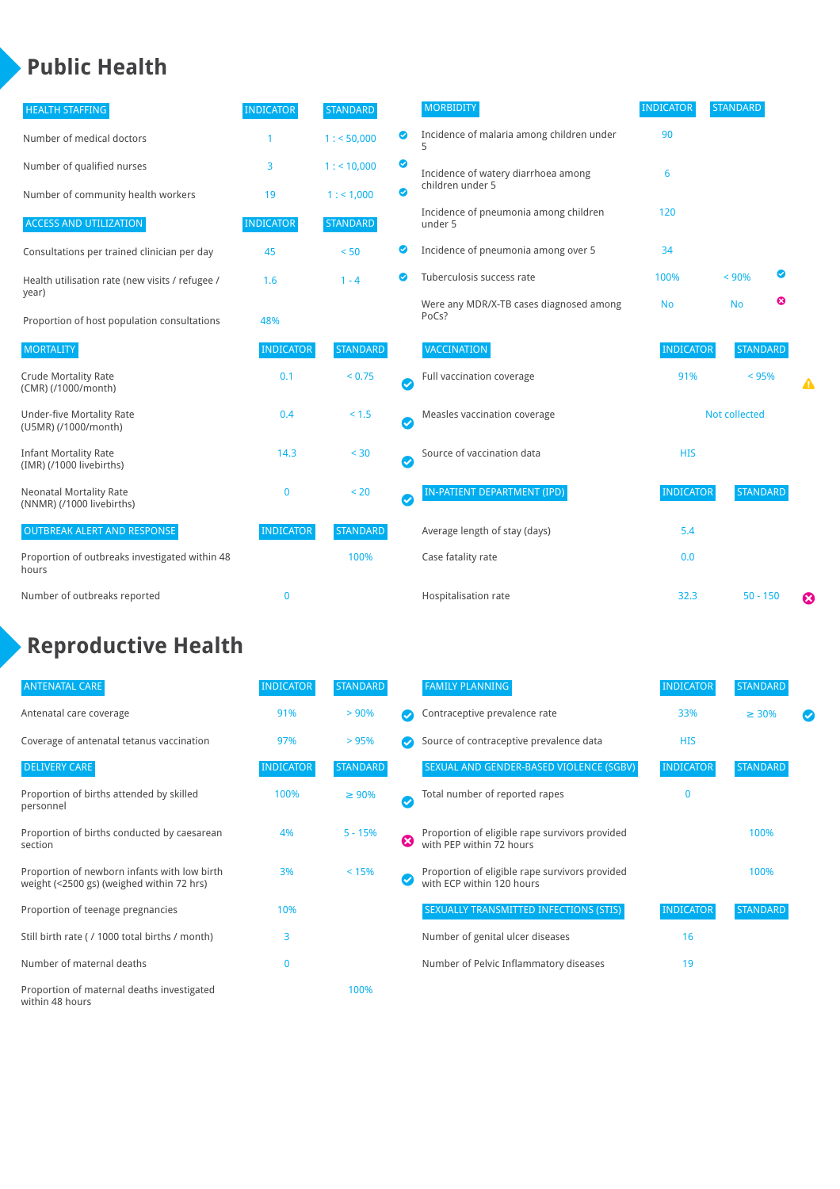# Public Health

| HEALTH STAFFING | INDICATOR | STANDARD | |
|---|---|---|---|
| Number of medical doctors | 1 | 1 : < 50,000 | ✔ |
| Number of qualified nurses | 3 | 1 : < 10,000 | ✔ |
| Number of community health workers | 19 | 1 : < 1,000 | ✔ |

| ACCESS AND UTILIZATION | INDICATOR | STANDARD | |
|---|---|---|---|
| Consultations per trained clinician per day | 45 | < 50 | ✔ |
| Health utilisation rate (new visits / refugee / year) | 1.6 | 1 - 4 | ✔ |
| Proportion of host population consultations | 48% | | |

| MORTALITY | INDICATOR | STANDARD | |
|---|---|---|---|
| Crude Mortality Rate (CMR) (/1000/month) | 0.1 | < 0.75 | ✔ |
| Under-five Mortality Rate (U5MR) (/1000/month) | 0.4 | < 1.5 | ✔ |
| Infant Mortality Rate (IMR) (/1000 livebirths) | 14.3 | < 30 | ✔ |
| Neonatal Mortality Rate (NNMR) (/1000 livebirths) | 0 | < 20 | ✔ |

| OUTBREAK ALERT AND RESPONSE | INDICATOR | STANDARD |
|---|---|---|
| Proportion of outbreaks investigated within 48 hours | | 100% |
| Number of outbreaks reported | 0 | |

| MORBIDITY | INDICATOR | STANDARD | |
|---|---|---|---|
| Incidence of malaria among children under 5 | 90 | | |
| Incidence of watery diarrhoea among children under 5 | 6 | | |
| Incidence of pneumonia among children under 5 | 120 | | |
| Incidence of pneumonia among over 5 | 34 | | |
| Tuberculosis success rate | 100% | < 90% | ✔ |
| Were any MDR/X-TB cases diagnosed among PoCs? | No | No | ✖ |

| VACCINATION | INDICATOR | STANDARD | |
|---|---|---|---|
| Full vaccination coverage | 91% | < 95% | ⚠ |
| Measles vaccination coverage | Not collected | | |
| Source of vaccination data | HIS | | |

| IN-PATIENT DEPARTMENT (IPD) | INDICATOR | STANDARD | |
|---|---|---|---|
| Average length of stay (days) | 5.4 | | |
| Case fatality rate | 0.0 | | |
| Hospitalisation rate | 32.3 | 50 - 150 | ✖ |

# Reproductive Health

| ANTENATAL CARE | INDICATOR | STANDARD | |
|---|---|---|---|
| Antenatal care coverage | 91% | > 90% | ✔ |
| Coverage of antenatal tetanus vaccination | 97% | > 95% | ✔ |

| DELIVERY CARE | INDICATOR | STANDARD | |
|---|---|---|---|
| Proportion of births attended by skilled personnel | 100% | ≥ 90% | ✔ |
| Proportion of births conducted by caesarean section | 4% | 5 - 15% | ✖ |
| Proportion of newborn infants with low birth weight (<2500 gs) (weighed within 72 hrs) | 3% | < 15% | ✔ |
| Proportion of teenage pregnancies | 10% | | |
| Still birth rate ( / 1000 total births / month) | 3 | | |
| Number of maternal deaths | 0 | | |
| Proportion of maternal deaths investigated within 48 hours | | 100% | |

| FAMILY PLANNING | INDICATOR | STANDARD | |
|---|---|---|---|
| Contraceptive prevalence rate | 33% | ≥ 30% | ✔ |
| Source of contraceptive prevalence data | HIS | | |

| SEXUAL AND GENDER-BASED VIOLENCE (SGBV) | INDICATOR | STANDARD |
|---|---|---|
| Total number of reported rapes | 0 | |
| Proportion of eligible rape survivors provided with PEP within 72 hours | | 100% |
| Proportion of eligible rape survivors provided with ECP within 120 hours | | 100% |

| SEXUALLY TRANSMITTED INFECTIONS (STIS) | INDICATOR | STANDARD |
|---|---|---|
| Number of genital ulcer diseases | 16 | |
| Number of Pelvic Inflammatory diseases | 19 | |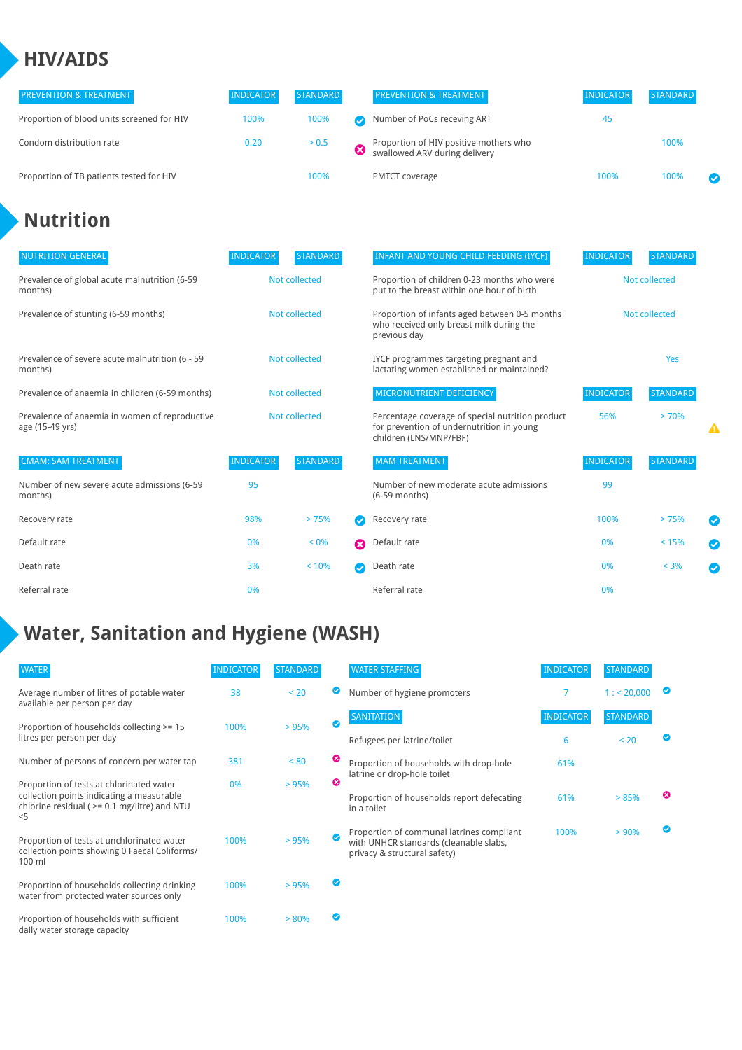# HIV/AIDS

| PREVENTION & TREATMENT | INDICATOR | STANDARD | |
|---|---|---|---|
| Proportion of blood units screened for HIV | 100% | 100% | ✔ |
| Condom distribution rate | 0.20 | > 0.5 | ✖ |
| Proportion of TB patients tested for HIV | | 100% | |

| PREVENTION & TREATMENT | INDICATOR | STANDARD | |
|---|---|---|---|
| Number of PoCs receving ART | 45 | | |
| Proportion of HIV positive mothers who swallowed ARV during delivery | | 100% | |
| PMTCT coverage | 100% | 100% | ✔ |

# Nutrition

| NUTRITION GENERAL | INDICATOR | STANDARD |
|---|---|---|
| Prevalence of global acute malnutrition (6-59 months) | Not collected | |
| Prevalence of stunting (6-59 months) | Not collected | |
| Prevalence of severe acute malnutrition (6 - 59 months) | Not collected | |
| Prevalence of anaemia in children (6-59 months) | Not collected | |
| Prevalence of anaemia in women of reproductive age (15-49 yrs) | Not collected | |

| INFANT AND YOUNG CHILD FEEDING (IYCF) | INDICATOR | STANDARD | |
|---|---|---|---|
| Proportion of children 0-23 months who were put to the breast within one hour of birth | Not collected | | |
| Proportion of infants aged between 0-5 months who received only breast milk during the previous day | Not collected | | |
| IYCF programmes targeting pregnant and lactating women established or maintained? | | Yes | |

| MICRONUTRIENT DEFICIENCY | INDICATOR | STANDARD | |
|---|---|---|---|
| Percentage coverage of special nutrition product for prevention of undernutrition in young children (LNS/MNP/FBF) | 56% | > 70% | ⚠ |

| CMAM: SAM TREATMENT | INDICATOR | STANDARD | |
|---|---|---|---|
| Number of new severe acute admissions (6-59 months) | 95 | | |
| Recovery rate | 98% | > 75% | ✔ |
| Default rate | 0% | < 0% | ✖ |
| Death rate | 3% | < 10% | ✔ |
| Referral rate | 0% | | |

| MAM TREATMENT | INDICATOR | STANDARD | |
|---|---|---|---|
| Number of new moderate acute admissions (6-59 months) | 99 | | |
| Recovery rate | 100% | > 75% | ✔ |
| Default rate | 0% | < 15% | ✔ |
| Death rate | 0% | < 3% | ✔ |
| Referral rate | 0% | | |

# Water, Sanitation and Hygiene (WASH)

| WATER | INDICATOR | STANDARD | |
|---|---|---|---|
| Average number of litres of potable water available per person per day | 38 | < 20 | ✔ |
| Proportion of households collecting >= 15 litres per person per day | 100% | > 95% | ✔ |
| Number of persons of concern per water tap | 381 | < 80 | ✖ |
| Proportion of tests at chlorinated water collection points indicating a measurable chlorine residual ( >= 0.1 mg/litre) and NTU <5 | 0% | > 95% | ✖ |
| Proportion of tests at unchlorinated water collection points showing 0 Faecal Coliforms/ 100 ml | 100% | > 95% | ✔ |
| Proportion of households collecting drinking water from protected water sources only | 100% | > 95% | ✔ |
| Proportion of households with sufficient daily water storage capacity | 100% | > 80% | ✔ |

| WATER STAFFING | INDICATOR | STANDARD | |
|---|---|---|---|
| Number of hygiene promoters | 7 | 1 : < 20,000 | ✔ |

| SANITATION | INDICATOR | STANDARD | |
|---|---|---|---|
| Refugees per latrine/toilet | 6 | < 20 | ✔ |
| Proportion of households with drop-hole latrine or drop-hole toilet | 61% | | |
| Proportion of households report defecating in a toilet | 61% | > 85% | ✖ |
| Proportion of communal latrines compliant with UNHCR standards (cleanable slabs, privacy & structural safety) | 100% | > 90% | ✔ |